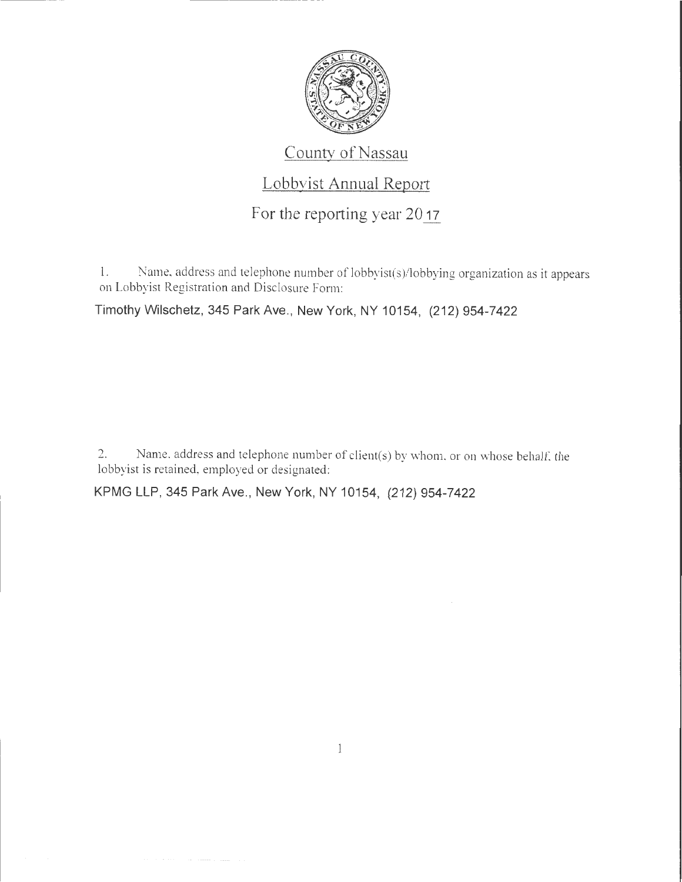# County of Nassau

## Lobbyist Annual Report

### For the reporting year 2017

1. Name, address and telephone number of lobbyist(s)/lobbying organization as it appears on Lobbyist Registration and Disclosure Form:

Timothy Wilschetz, 345 Park Ave., New York, NY 10154, (212) 954-7422

2. Name, address and telephone number of client(s) by whom, or on whose behalf, the lobbyist is retained, employed or designated:

KPMG LLP, 345 Park Ave., New York, NY 10154, (212) 954-7422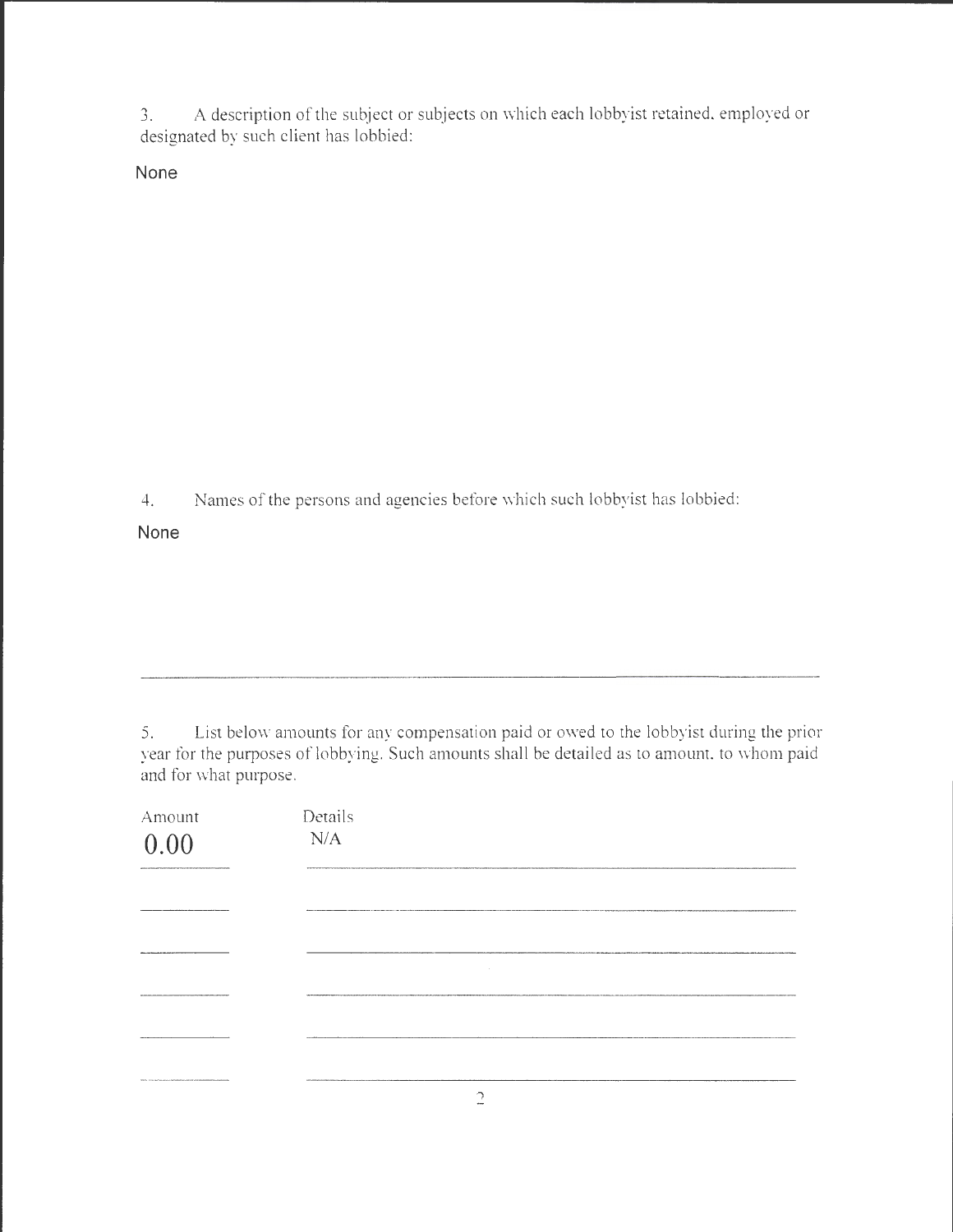3. A description of the subject or subjects on which each lobbyist retained, employed or designated by such client has lobbied:

None

4. Names of the persons and agencies before which such lobbyist has lobbied:

None

---

5. List below amounts for any compensation paid or owed to the lobbyist during the prior year for the purposes of lobbying. Such amounts shall be detailed as to amount, to whom paid and for what purpose.

| Amount | Details |
| --- | --- |
| 0.00 | N/A |
| | |
| | |
| | |
| | |
| | |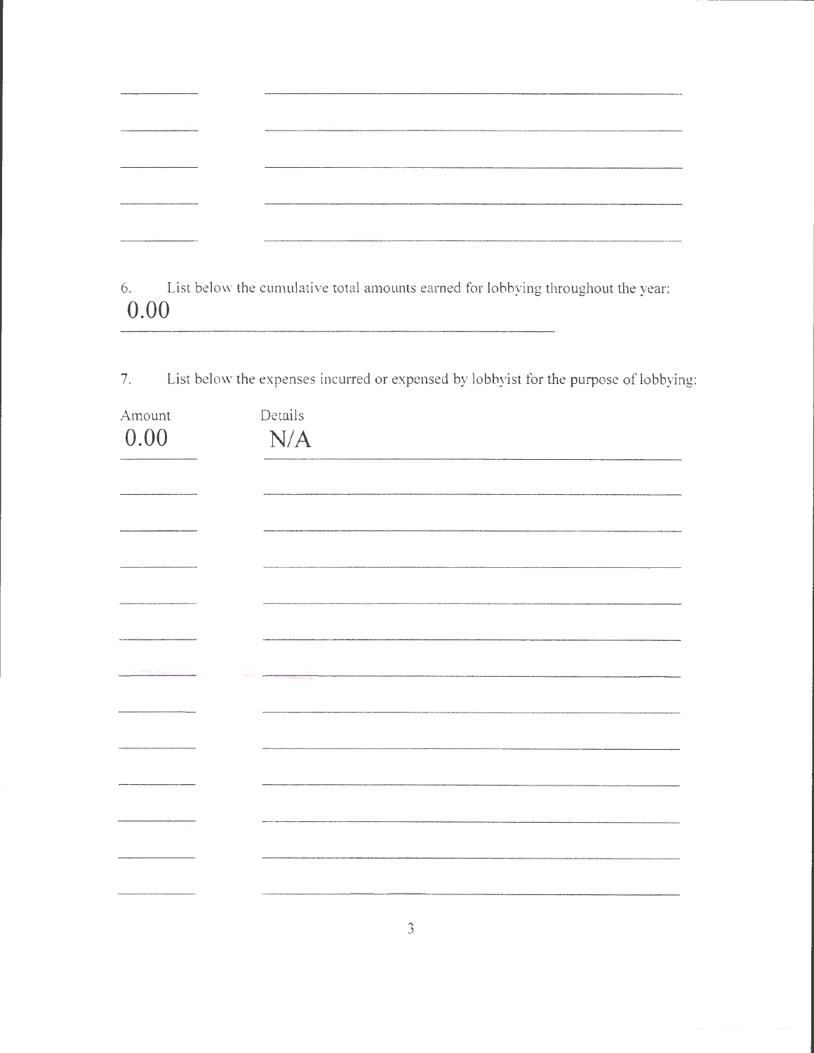6. List below the cumulative total amounts earned for lobbying throughout the year:

0.00

7. List below the expenses incurred or expensed by lobbyist for the purpose of lobbying:

| Amount | Details |
|---|---|
| 0.00 | N/A |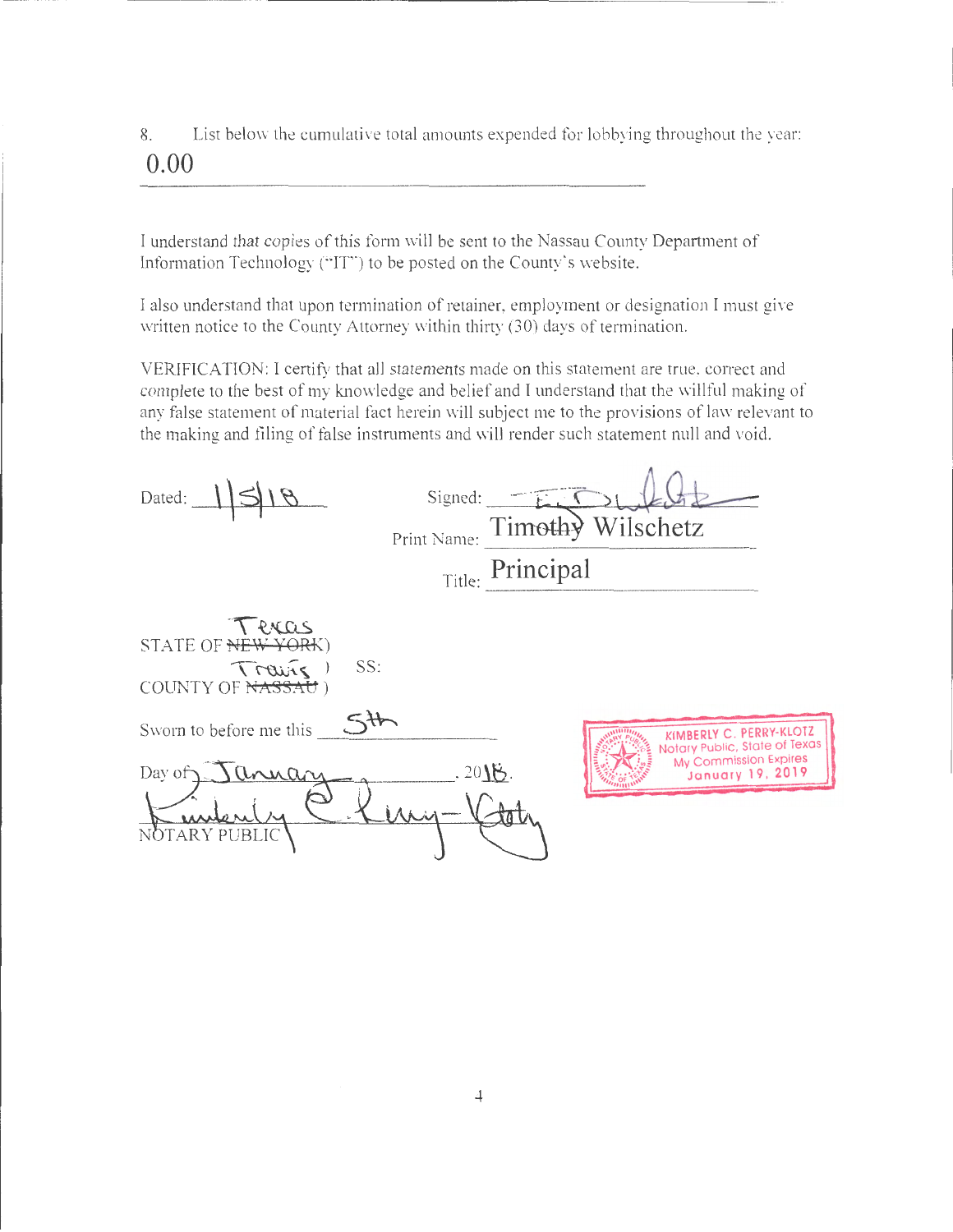8. List below the cumulative total amounts expended for lobbying throughout the year:

0.00

I understand that copies of this form will be sent to the Nassau County Department of Information Technology ("IT") to be posted on the County's website.

I also understand that upon termination of retainer, employment or designation I must give written notice to the County Attorney within thirty (30) days of termination.

VERIFICATION: I certify that all statements made on this statement are true, correct and complete to the best of my knowledge and belief and I understand that the willful making of any false statement of material fact herein will subject me to the provisions of law relevant to the making and filing of false instruments and will render such statement null and void.

Dated: 1/5/18

Signed: [signature]

Print Name: Timothy Wilschetz

Title: Principal

STATE OF ~~NEW YORK~~ Texas )
) SS:
COUNTY OF ~~NASSAU~~ Travis )

Sworn to before me this 5th

Day of January, 2018.

[signature]

NOTARY PUBLIC

KIMBERLY C. PERRY-KLOTZ
Notary Public, State of Texas
My Commission Expires
January 19, 2019